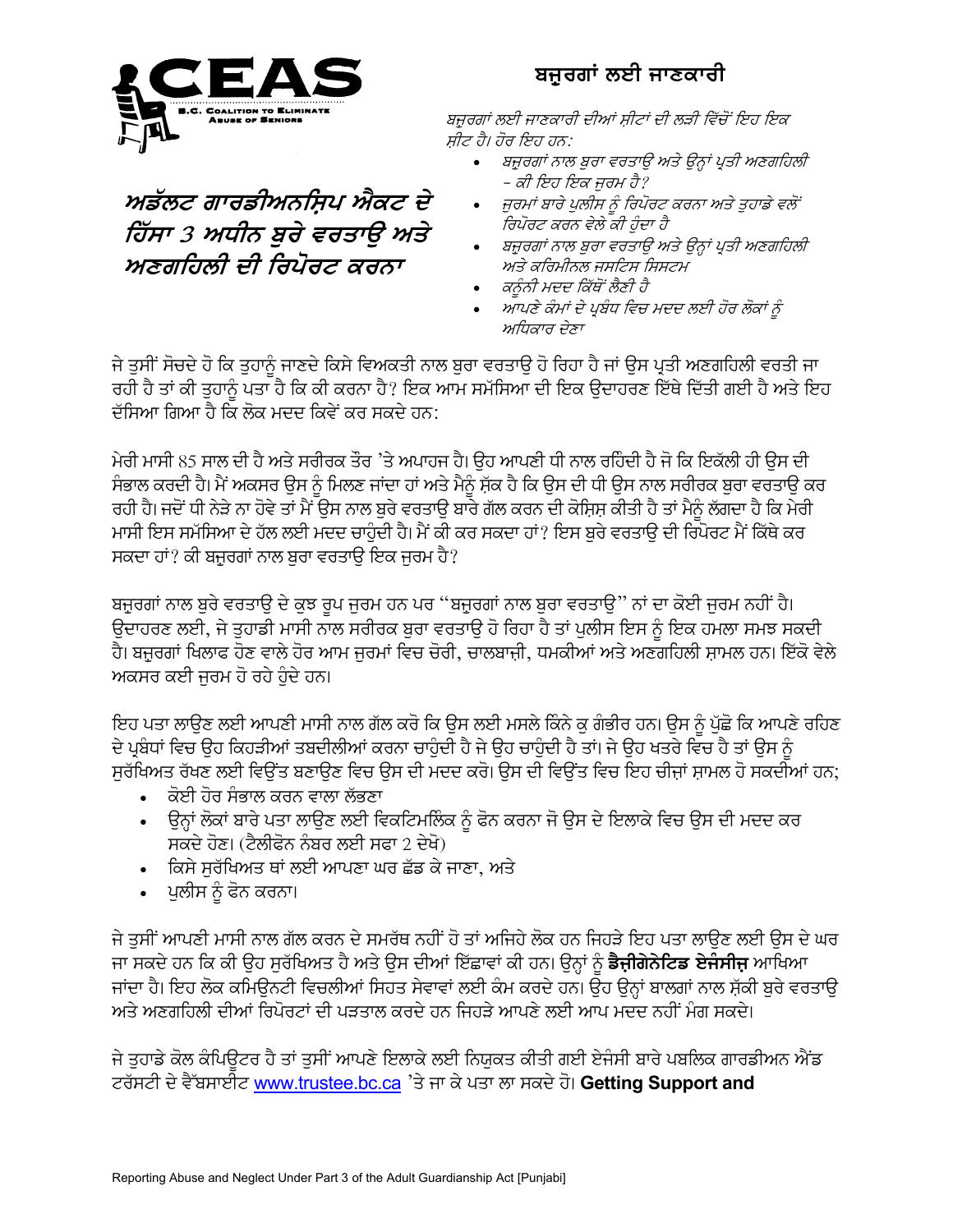CEAS
B.C. Coalition to Eliminate Abuse of Seniors

## ਬਜ਼ੁਰਗਾਂ ਲਈ ਜਾਣਕਾਰੀ

*ਬਜ਼ੁਰਗਾਂ ਲਈ ਜਾਣਕਾਰੀ ਦੀਆਂ ਸ਼ੀਟਾਂ ਦੀ ਲੜੀ ਵਿੱਚੋਂ ਇਹ ਇਕ ਸ਼ੀਟ ਹੈ। ਹੋਰ ਇਹ ਹਨ:*

- *ਬਜ਼ੁਰਗਾਂ ਨਾਲ ਬੁਰਾ ਵਰਤਾਉ ਅਤੇ ਉਨ੍ਹਾਂ ਪ੍ਰਤੀ ਅਣਗਹਿਲੀ – ਕੀ ਇਹ ਇਕ ਜੁਰਮ ਹੈ?*
- *ਜੁਰਮਾਂ ਬਾਰੇ ਪੁਲੀਸ ਨੂੰ ਰਿਪੋਰਟ ਕਰਨਾ ਅਤੇ ਤੁਹਾਡੇ ਵਲੋਂ ਰਿਪੋਰਟ ਕਰਨ ਵੇਲੇ ਕੀ ਹੁੰਦਾ ਹੈ*
- *ਬਜ਼ੁਰਗਾਂ ਨਾਲ ਬੁਰਾ ਵਰਤਾਉ ਅਤੇ ਉਨ੍ਹਾਂ ਪ੍ਰਤੀ ਅਣਗਹਿਲੀ ਅਤੇ ਕਰਿਮੀਨਲ ਜਸਟਿਸ ਸਿਸਟਮ*
- *ਕਨੂੰਨੀ ਮਦਦ ਕਿੱਥੋਂ ਲੈਣੀ ਹੈ*
- *ਆਪਣੇ ਕੰਮਾਂ ਦੇ ਪ੍ਰਬੰਧ ਵਿਚ ਮਦਦ ਲਈ ਹੋਰ ਲੋਕਾਂ ਨੂੰ ਅਧਿਕਾਰ ਦੇਣਾ*

# *ਅਡੱਲਟ ਗਾਰਡੀਅਨਸ਼ਿਪ ਐਕਟ ਦੇ ਹਿੱਸਾ 3 ਅਧੀਨ ਬੁਰੇ ਵਰਤਾਉ ਅਤੇ ਅਣਗਹਿਲੀ ਦੀ ਰਿਪੋਰਟ ਕਰਨਾ*

ਜੇ ਤੁਸੀਂ ਸੋਚਦੇ ਹੋ ਕਿ ਤੁਹਾਨੂੰ ਜਾਣਦੇ ਕਿਸੇ ਵਿਅਕਤੀ ਨਾਲ ਬੁਰਾ ਵਰਤਾਉ ਹੋ ਰਿਹਾ ਹੈ ਜਾਂ ਉਸ ਪ੍ਰਤੀ ਅਣਗਹਿਲੀ ਵਰਤੀ ਜਾ ਰਹੀ ਹੈ ਤਾਂ ਕੀ ਤੁਹਾਨੂੰ ਪਤਾ ਹੈ ਕਿ ਕੀ ਕਰਨਾ ਹੈ? ਇਕ ਆਮ ਸਮੱਸਿਆ ਦੀ ਇਕ ਉਦਾਹਰਣ ਇੱਥੇ ਦਿੱਤੀ ਗਈ ਹੈ ਅਤੇ ਇਹ ਦੱਸਿਆ ਗਿਆ ਹੈ ਕਿ ਲੋਕ ਮਦਦ ਕਿਵੇਂ ਕਰ ਸਕਦੇ ਹਨ:

ਮੇਰੀ ਮਾਸੀ 85 ਸਾਲ ਦੀ ਹੈ ਅਤੇ ਸਰੀਰਕ ਤੌਰ 'ਤੇ ਅਪਾਹਜ ਹੈ। ਉਹ ਆਪਣੀ ਧੀ ਨਾਲ ਰਹਿੰਦੀ ਹੈ ਜੋ ਕਿ ਇਕੱਲੀ ਹੀ ਉਸ ਦੀ ਸੰਭਾਲ ਕਰਦੀ ਹੈ। ਮੈਂ ਅਕਸਰ ਉਸ ਨੂੰ ਮਿਲਣ ਜਾਂਦਾ ਹਾਂ ਅਤੇ ਮੈਨੂੰ ਸ਼ੱਕ ਹੈ ਕਿ ਉਸ ਦੀ ਧੀ ਉਸ ਨਾਲ ਸਰੀਰਕ ਬੁਰਾ ਵਰਤਾਉ ਕਰ ਰਹੀ ਹੈ। ਜਦੋਂ ਧੀ ਨੇੜੇ ਨਾ ਹੋਵੇ ਤਾਂ ਮੈਂ ਉਸ ਨਾਲ ਬੁਰੇ ਵਰਤਾਉ ਬਾਰੇ ਗੱਲ ਕਰਨ ਦੀ ਕੋਸ਼ਿਸ਼ ਕੀਤੀ ਹੈ ਤਾਂ ਮੈਨੂੰ ਲੱਗਦਾ ਹੈ ਕਿ ਮੇਰੀ ਮਾਸੀ ਇਸ ਸਮੱਸਿਆ ਦੇ ਹੱਲ ਲਈ ਮਦਦ ਚਾਹੁੰਦੀ ਹੈ। ਮੈਂ ਕੀ ਕਰ ਸਕਦਾ ਹਾਂ? ਇਸ ਬੁਰੇ ਵਰਤਾਉ ਦੀ ਰਿਪੋਰਟ ਮੈਂ ਕਿੱਥੇ ਕਰ ਸਕਦਾ ਹਾਂ? ਕੀ ਬਜ਼ੁਰਗਾਂ ਨਾਲ ਬੁਰਾ ਵਰਤਾਉ ਇਕ ਜੁਰਮ ਹੈ?

ਬਜ਼ੁਰਗਾਂ ਨਾਲ ਬੁਰੇ ਵਰਤਾਉ ਦੇ ਕੁਝ ਰੂਪ ਜੁਰਮ ਹਨ ਪਰ "ਬਜ਼ੁਰਗਾਂ ਨਾਲ ਬੁਰਾ ਵਰਤਾਉ" ਨਾਂ ਦਾ ਕੋਈ ਜੁਰਮ ਨਹੀਂ ਹੈ। ਉਦਾਹਰਣ ਲਈ, ਜੇ ਤੁਹਾਡੀ ਮਾਸੀ ਨਾਲ ਸਰੀਰਕ ਬੁਰਾ ਵਰਤਾਉ ਹੋ ਰਿਹਾ ਹੈ ਤਾਂ ਪੁਲੀਸ ਇਸ ਨੂੰ ਇਕ ਹਮਲਾ ਸਮਝ ਸਕਦੀ ਹੈ। ਬਜ਼ੁਰਗਾਂ ਖਿਲਾਫ ਹੋਣ ਵਾਲੇ ਹੋਰ ਆਮ ਜੁਰਮਾਂ ਵਿਚ ਚੋਰੀ, ਚਾਲਬਾਜ਼ੀ, ਧਮਕੀਆਂ ਅਤੇ ਅਣਗਹਿਲੀ ਸ਼ਾਮਲ ਹਨ। ਇੱਕੋ ਵੇਲੇ ਅਕਸਰ ਕਈ ਜੁਰਮ ਹੋ ਰਹੇ ਹੁੰਦੇ ਹਨ।

ਇਹ ਪਤਾ ਲਾਉਣ ਲਈ ਆਪਣੀ ਮਾਸੀ ਨਾਲ ਗੱਲ ਕਰੋ ਕਿ ਉਸ ਲਈ ਮਸਲੇ ਕਿੰਨੇ ਕੁ ਗੰਭੀਰ ਹਨ। ਉਸ ਨੂੰ ਪੁੱਛੋ ਕਿ ਆਪਣੇ ਰਹਿਣ ਦੇ ਪ੍ਰਬੰਧਾਂ ਵਿਚ ਉਹ ਕਿਹੜੀਆਂ ਤਬਦੀਲੀਆਂ ਕਰਨਾ ਚਾਹੁੰਦੀ ਹੈ ਜੇ ਉਹ ਚਾਹੁੰਦੀ ਹੈ ਤਾਂ। ਜੇ ਉਹ ਖਤਰੇ ਵਿਚ ਹੈ ਤਾਂ ਉਸ ਨੂੰ ਸੁਰੱਖਿਅਤ ਰੱਖਣ ਲਈ ਵਿਉਂਤ ਬਣਾਉਣ ਵਿਚ ਉਸ ਦੀ ਮਦਦ ਕਰੋ। ਉਸ ਦੀ ਵਿਉਂਤ ਵਿਚ ਇਹ ਚੀਜ਼ਾਂ ਸ਼ਾਮਲ ਹੋ ਸਕਦੀਆਂ ਹਨ;

- ਕੋਈ ਹੋਰ ਸੰਭਾਲ ਕਰਨ ਵਾਲਾ ਲੱਭਣਾ
- ਉਨ੍ਹਾਂ ਲੋਕਾਂ ਬਾਰੇ ਪਤਾ ਲਾਉਣ ਲਈ ਵਿਕਟਿਮਲਿੰਕ ਨੂੰ ਫੋਨ ਕਰਨਾ ਜੋ ਉਸ ਦੇ ਇਲਾਕੇ ਵਿਚ ਉਸ ਦੀ ਮਦਦ ਕਰ ਸਕਦੇ ਹੋਣ। (ਟੈਲੀਫੋਨ ਨੰਬਰ ਲਈ ਸਫਾ 2 ਦੇਖੋ)
- ਕਿਸੇ ਸੁਰੱਖਿਅਤ ਥਾਂ ਲਈ ਆਪਣਾ ਘਰ ਛੱਡ ਕੇ ਜਾਣਾ, ਅਤੇ
- ਪੁਲੀਸ ਨੂੰ ਫੋਨ ਕਰਨਾ।

ਜੇ ਤੁਸੀਂ ਆਪਣੀ ਮਾਸੀ ਨਾਲ ਗੱਲ ਕਰਨ ਦੇ ਸਮਰੱਥ ਨਹੀਂ ਹੋ ਤਾਂ ਅਜਿਹੇ ਲੋਕ ਹਨ ਜਿਹੜੇ ਇਹ ਪਤਾ ਲਾਉਣ ਲਈ ਉਸ ਦੇ ਘਰ ਜਾ ਸਕਦੇ ਹਨ ਕਿ ਕੀ ਉਹ ਸੁਰੱਖਿਅਤ ਹੈ ਅਤੇ ਉਸ ਦੀਆਂ ਇੱਛਾਵਾਂ ਕੀ ਹਨ। ਉਨ੍ਹਾਂ ਨੂੰ **ਡੈਜ਼ੀਗੇਨੇਟਿਡ ਏਜੰਸੀਜ਼** ਆਖਿਆ ਜਾਂਦਾ ਹੈ। ਇਹ ਲੋਕ ਕਮਿਊਨਟੀ ਵਿਚਲੀਆਂ ਸਿਹਤ ਸੇਵਾਵਾਂ ਲਈ ਕੰਮ ਕਰਦੇ ਹਨ। ਉਹ ਉਨ੍ਹਾਂ ਬਾਲਗਾਂ ਨਾਲ ਸ਼ੱਕੀ ਬੁਰੇ ਵਰਤਾਉ ਅਤੇ ਅਣਗਹਿਲੀ ਦੀਆਂ ਰਿਪੋਰਟਾਂ ਦੀ ਪੜਤਾਲ ਕਰਦੇ ਹਨ ਜਿਹੜੇ ਆਪਣੇ ਲਈ ਆਪ ਮਦਦ ਨਹੀਂ ਮੰਗ ਸਕਦੇ।

ਜੇ ਤੁਹਾਡੇ ਕੋਲ ਕੰਪਿਊਟਰ ਹੈ ਤਾਂ ਤੁਸੀਂ ਆਪਣੇ ਇਲਾਕੇ ਲਈ ਨਿਯੁਕਤ ਕੀਤੀ ਗਈ ਏਜੰਸੀ ਬਾਰੇ ਪਬਲਿਕ ਗਾਰਡੀਅਨ ਐਂਡ ਟਰੱਸਟੀ ਦੇ ਵੈੱਬਸਾਈਟ www.trustee.bc.ca 'ਤੇ ਜਾ ਕੇ ਪਤਾ ਲਾ ਸਕਦੇ ਹੋ। **Getting Support and**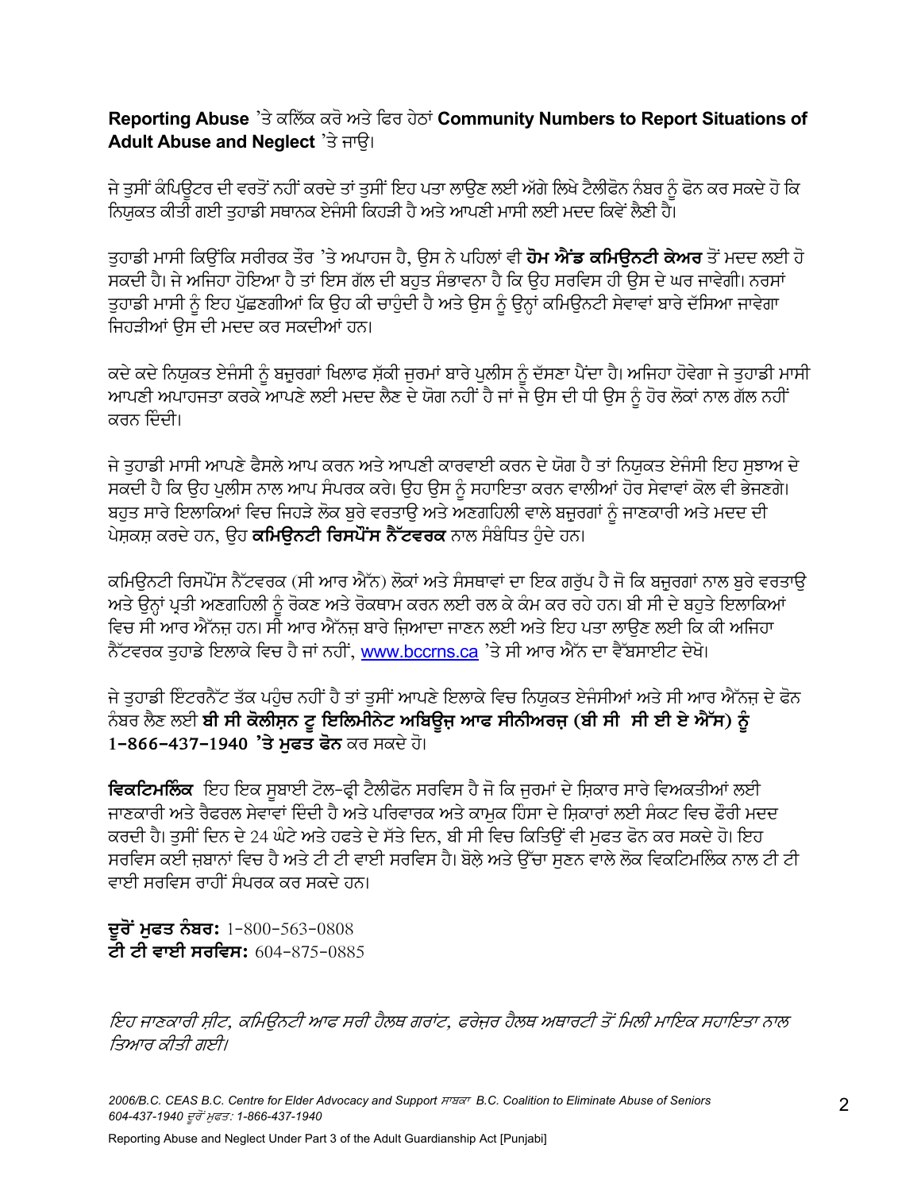**Reporting Abuse** ’ਤੇ ਕਲਿੱਕ ਕਰੋ ਅਤੇ ਫਿਰ ਹੇਠਾਂ **Community Numbers to Report Situations of Adult Abuse and Neglect** ’ਤੇ ਜਾਉ।

ਜੇ ਤੁਸੀਂ ਕੰਪਿਊਟਰ ਦੀ ਵਰਤੋਂ ਨਹੀਂ ਕਰਦੇ ਤਾਂ ਤੁਸੀਂ ਇਹ ਪਤਾ ਲਾਉਣ ਲਈ ਅੱਗੇ ਲਿਖੇ ਟੈਲੀਫੋਨ ਨੰਬਰ ਨੂੰ ਫੋਨ ਕਰ ਸਕਦੇ ਹੋ ਕਿ ਨਿਯੁਕਤ ਕੀਤੀ ਗਈ ਤੁਹਾਡੀ ਸਥਾਨਕ ਏਜੰਸੀ ਕਿਹੜੀ ਹੈ ਅਤੇ ਆਪਣੀ ਮਾਸੀ ਲਈ ਮਦਦ ਕਿਵੇਂ ਲੈਣੀ ਹੈ।

ਤੁਹਾਡੀ ਮਾਸੀ ਕਿਉਂਕਿ ਸਰੀਰਕ ਤੌਰ ’ਤੇ ਅਪਾਹਜ ਹੈ, ਉਸ ਨੇ ਪਹਿਲਾਂ ਵੀ **ਹੋਮ ਐਂਡ ਕਮਿਊਨਟੀ ਕੇਅਰ** ਤੋਂ ਮਦਦ ਲਈ ਹੋ ਸਕਦੀ ਹੈ। ਜੇ ਅਜਿਹਾ ਹੋਇਆ ਹੈ ਤਾਂ ਇਸ ਗੱਲ ਦੀ ਬਹੁਤ ਸੰਭਾਵਨਾ ਹੈ ਕਿ ਉਹ ਸਰਵਿਸ ਹੀ ਉਸ ਦੇ ਘਰ ਜਾਵੇਗੀ। ਨਰਸਾਂ ਤੁਹਾਡੀ ਮਾਸੀ ਨੂੰ ਇਹ ਪੁੱਛਣਗੀਆਂ ਕਿ ਉਹ ਕੀ ਚਾਹੁੰਦੀ ਹੈ ਅਤੇ ਉਸ ਨੂੰ ਉਨ੍ਹਾਂ ਕਮਿਊਨਟੀ ਸੇਵਾਵਾਂ ਬਾਰੇ ਦੱਸਿਆ ਜਾਵੇਗਾ ਜਿਹੜੀਆਂ ਉਸ ਦੀ ਮਦਦ ਕਰ ਸਕਦੀਆਂ ਹਨ।

ਕਦੇ ਕਦੇ ਨਿਯੁਕਤ ਏਜੰਸੀ ਨੂੰ ਬਜ਼ੁਰਗਾਂ ਖਿਲਾਫ ਸ਼ੱਕੀ ਜੁਰਮਾਂ ਬਾਰੇ ਪੁਲੀਸ ਨੂੰ ਦੱਸਣਾ ਪੈਂਦਾ ਹੈ। ਅਜਿਹਾ ਹੋਵੇਗਾ ਜੇ ਤੁਹਾਡੀ ਮਾਸੀ ਆਪਣੀ ਅਪਾਹਜਤਾ ਕਰਕੇ ਆਪਣੇ ਲਈ ਮਦਦ ਲੈਣ ਦੇ ਯੋਗ ਨਹੀਂ ਹੈ ਜਾਂ ਜੇ ਉਸ ਦੀ ਧੀ ਉਸ ਨੂੰ ਹੋਰ ਲੋਕਾਂ ਨਾਲ ਗੱਲ ਨਹੀਂ ਕਰਨ ਦਿੰਦੀ।

ਜੇ ਤੁਹਾਡੀ ਮਾਸੀ ਆਪਣੇ ਫੈਸਲੇ ਆਪ ਕਰਨ ਅਤੇ ਆਪਣੀ ਕਾਰਵਾਈ ਕਰਨ ਦੇ ਯੋਗ ਹੈ ਤਾਂ ਨਿਯੁਕਤ ਏਜੰਸੀ ਇਹ ਸੁਝਾਅ ਦੇ ਸਕਦੀ ਹੈ ਕਿ ਉਹ ਪੁਲੀਸ ਨਾਲ ਆਪ ਸੰਪਰਕ ਕਰੇ। ਉਹ ਉਸ ਨੂੰ ਸਹਾਇਤਾ ਕਰਨ ਵਾਲੀਆਂ ਹੋਰ ਸੇਵਾਵਾਂ ਕੋਲ ਵੀ ਭੇਜਣਗੇ। ਬਹੁਤ ਸਾਰੇ ਇਲਾਕਿਆਂ ਵਿਚ ਜਿਹੜੇ ਲੋਕ ਬੁਰੇ ਵਰਤਾਉ ਅਤੇ ਅਣਗਹਿਲੀ ਵਾਲੇ ਬਜ਼ੁਰਗਾਂ ਨੂੰ ਜਾਣਕਾਰੀ ਅਤੇ ਮਦਦ ਦੀ ਪੇਸ਼ਕਸ਼ ਕਰਦੇ ਹਨ, ਉਹ **ਕਮਿਊਨਟੀ ਰਿਸਪੌਂਸ ਨੈੱਟਵਰਕ** ਨਾਲ ਸੰਬੰਧਿਤ ਹੁੰਦੇ ਹਨ।

ਕਮਿਊਨਟੀ ਰਿਸਪੌਂਸ ਨੈੱਟਵਰਕ (ਸੀ ਆਰ ਐੱਨ) ਲੋਕਾਂ ਅਤੇ ਸੰਸਥਾਵਾਂ ਦਾ ਇਕ ਗਰੁੱਪ ਹੈ ਜੋ ਕਿ ਬਜ਼ੁਰਗਾਂ ਨਾਲ ਬੁਰੇ ਵਰਤਾਉ ਅਤੇ ਉਨ੍ਹਾਂ ਪ੍ਰਤੀ ਅਣਗਹਿਲੀ ਨੂੰ ਰੋਕਣ ਅਤੇ ਰੋਕਥਾਮ ਕਰਨ ਲਈ ਰਲ ਕੇ ਕੰਮ ਕਰ ਰਹੇ ਹਨ। ਬੀ ਸੀ ਦੇ ਬਹੁਤੇ ਇਲਾਕਿਆਂ ਵਿਚ ਸੀ ਆਰ ਐੱਨਜ਼ ਹਨ। ਸੀ ਆਰ ਐੱਨਜ਼ ਬਾਰੇ ਜ਼ਿਆਦਾ ਜਾਣਨ ਲਈ ਅਤੇ ਇਹ ਪਤਾ ਲਾਉਣ ਲਈ ਕਿ ਕੀ ਅਜਿਹਾ ਨੈੱਟਵਰਕ ਤੁਹਾਡੇ ਇਲਾਕੇ ਵਿਚ ਹੈ ਜਾਂ ਨਹੀਂ, www.bccrns.ca ’ਤੇ ਸੀ ਆਰ ਐੱਨ ਦਾ ਵੈੱਬਸਾਈਟ ਦੇਖੋ।

ਜੇ ਤੁਹਾਡੀ ਇੰਟਰਨੈੱਟ ਤੱਕ ਪਹੁੰਚ ਨਹੀਂ ਹੈ ਤਾਂ ਤੁਸੀਂ ਆਪਣੇ ਇਲਾਕੇ ਵਿਚ ਨਿਯੁਕਤ ਏਜੰਸੀਆਂ ਅਤੇ ਸੀ ਆਰ ਐੱਨਜ਼ ਦੇ ਫੋਨ ਨੰਬਰ ਲੈਣ ਲਈ **ਬੀ ਸੀ ਕੋਲੀਸ਼ਨ ਟੂ ਇਲਿਮੀਨੇਟ ਅਬਿਊਜ਼ ਆਫ ਸੀਨੀਅਰਜ਼ (ਬੀ ਸੀ ਸੀ ਈ ਏ ਐੱਸ) ਨੂੰ 1-866-437-1940 ’ਤੇ ਮੁਫਤ ਫੋਨ** ਕਰ ਸਕਦੇ ਹੋ।

**ਵਿਕਟਿਮਲਿੰਕ** ਇਹ ਇਕ ਸੂਬਾਈ ਟੋਲ-ਫ੍ਰੀ ਟੈਲੀਫੋਨ ਸਰਵਿਸ ਹੈ ਜੋ ਕਿ ਜੁਰਮਾਂ ਦੇ ਸ਼ਿਕਾਰ ਸਾਰੇ ਵਿਅਕਤੀਆਂ ਲਈ ਜਾਣਕਾਰੀ ਅਤੇ ਰੈਫਰਲ ਸੇਵਾਵਾਂ ਦਿੰਦੀ ਹੈ ਅਤੇ ਪਰਿਵਾਰਕ ਅਤੇ ਕਾਮੁਕ ਹਿੰਸਾ ਦੇ ਸ਼ਿਕਾਰਾਂ ਲਈ ਸੰਕਟ ਵਿਚ ਫੌਰੀ ਮਦਦ ਕਰਦੀ ਹੈ। ਤੁਸੀਂ ਦਿਨ ਦੇ 24 ਘੰਟੇ ਅਤੇ ਹਫਤੇ ਦੇ ਸੱਤੇ ਦਿਨ, ਬੀ ਸੀ ਵਿਚ ਕਿਤਿਉਂ ਵੀ ਮੁਫਤ ਫੋਨ ਕਰ ਸਕਦੇ ਹੋ। ਇਹ ਸਰਵਿਸ ਕਈ ਜ਼ਬਾਨਾਂ ਵਿਚ ਹੈ ਅਤੇ ਟੀ ਟੀ ਵਾਈ ਸਰਵਿਸ ਹੈ। ਬੋਲੇ ਅਤੇ ਉੱਚਾ ਸੁਣਨ ਵਾਲੇ ਲੋਕ ਵਿਕਟਿਮਲਿੰਕ ਨਾਲ ਟੀ ਟੀ ਵਾਈ ਸਰਵਿਸ ਰਾਹੀਂ ਸੰਪਰਕ ਕਰ ਸਕਦੇ ਹਨ।

**ਦੂਰੋਂ ਮੁਫਤ ਨੰਬਰ:** 1-800-563-0808
**ਟੀ ਟੀ ਵਾਈ ਸਰਵਿਸ:** 604-875-0885

*ਇਹ ਜਾਣਕਾਰੀ ਸ਼ੀਟ, ਕਮਿਊਨਟੀ ਆਫ ਸਰੀ ਹੈਲਥ ਗਰਾਂਟ, ਫਰੇਜ਼ਰ ਹੈਲਥ ਅਥਾਰਟੀ ਤੋਂ ਮਿਲੀ ਮਾਇਕ ਸਹਾਇਤਾ ਨਾਲ ਤਿਆਰ ਕੀਤੀ ਗਈ।*

*2006/B.C. CEAS B.C. Centre for Elder Advocacy and Support ਸਾਝਕਾ B.C. Coalition to Eliminate Abuse of Seniors 604-437-1940 ਦੂਰੋਂ ਮੁਫਤ: 1-866-437-1940*

Reporting Abuse and Neglect Under Part 3 of the Adult Guardianship Act [Punjabi]